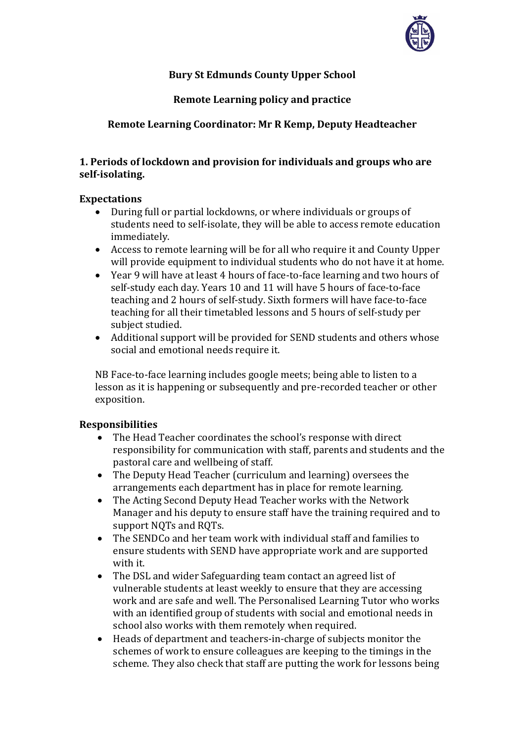# Bury St Edmunds County Upper School

## Remote Learning policy and practice

## Remote Learning Coordinator: Mr R Kemp, Deputy Headteacher

### 1. Periods of lockdown and provision for individuals and groups who are self-isolating.

**Expectations**

- During full or partial lockdowns, or where individuals or groups of students need to self-isolate, they will be able to access remote education immediately.
- Access to remote learning will be for all who require it and County Upper will provide equipment to individual students who do not have it at home.
- Year 9 will have at least 4 hours of face-to-face learning and two hours of self-study each day. Years 10 and 11 will have 5 hours of face-to-face teaching and 2 hours of self-study. Sixth formers will have face-to-face teaching for all their timetabled lessons and 5 hours of self-study per subject studied.
- Additional support will be provided for SEND students and others whose social and emotional needs require it.

NB Face-to-face learning includes google meets; being able to listen to a lesson as it is happening or subsequently and pre-recorded teacher or other exposition.

**Responsibilities**

- The Head Teacher coordinates the school's response with direct responsibility for communication with staff, parents and students and the pastoral care and wellbeing of staff.
- The Deputy Head Teacher (curriculum and learning) oversees the arrangements each department has in place for remote learning.
- The Acting Second Deputy Head Teacher works with the Network Manager and his deputy to ensure staff have the training required and to support NQTs and RQTs.
- The SENDCo and her team work with individual staff and families to ensure students with SEND have appropriate work and are supported with it.
- The DSL and wider Safeguarding team contact an agreed list of vulnerable students at least weekly to ensure that they are accessing work and are safe and well. The Personalised Learning Tutor who works with an identified group of students with social and emotional needs in school also works with them remotely when required.
- Heads of department and teachers-in-charge of subjects monitor the schemes of work to ensure colleagues are keeping to the timings in the scheme. They also check that staff are putting the work for lessons being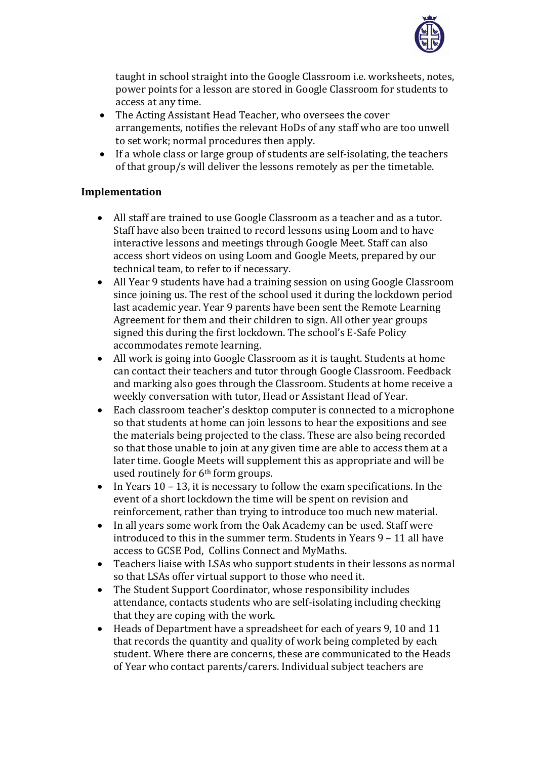taught in school straight into the Google Classroom i.e. worksheets, notes, power points for a lesson are stored in Google Classroom for students to access at any time.

- The Acting Assistant Head Teacher, who oversees the cover arrangements, notifies the relevant HoDs of any staff who are too unwell to set work; normal procedures then apply.
- If a whole class or large group of students are self-isolating, the teachers of that group/s will deliver the lessons remotely as per the timetable.

**Implementation**

- All staff are trained to use Google Classroom as a teacher and as a tutor. Staff have also been trained to record lessons using Loom and to have interactive lessons and meetings through Google Meet. Staff can also access short videos on using Loom and Google Meets, prepared by our technical team, to refer to if necessary.
- All Year 9 students have had a training session on using Google Classroom since joining us. The rest of the school used it during the lockdown period last academic year. Year 9 parents have been sent the Remote Learning Agreement for them and their children to sign. All other year groups signed this during the first lockdown. The school's E-Safe Policy accommodates remote learning.
- All work is going into Google Classroom as it is taught. Students at home can contact their teachers and tutor through Google Classroom. Feedback and marking also goes through the Classroom. Students at home receive a weekly conversation with tutor, Head or Assistant Head of Year.
- Each classroom teacher's desktop computer is connected to a microphone so that students at home can join lessons to hear the expositions and see the materials being projected to the class. These are also being recorded so that those unable to join at any given time are able to access them at a later time. Google Meets will supplement this as appropriate and will be used routinely for 6th form groups.
- In Years 10 – 13, it is necessary to follow the exam specifications. In the event of a short lockdown the time will be spent on revision and reinforcement, rather than trying to introduce too much new material.
- In all years some work from the Oak Academy can be used. Staff were introduced to this in the summer term. Students in Years 9 – 11 all have access to GCSE Pod, Collins Connect and MyMaths.
- Teachers liaise with LSAs who support students in their lessons as normal so that LSAs offer virtual support to those who need it.
- The Student Support Coordinator, whose responsibility includes attendance, contacts students who are self-isolating including checking that they are coping with the work.
- Heads of Department have a spreadsheet for each of years 9, 10 and 11 that records the quantity and quality of work being completed by each student. Where there are concerns, these are communicated to the Heads of Year who contact parents/carers. Individual subject teachers are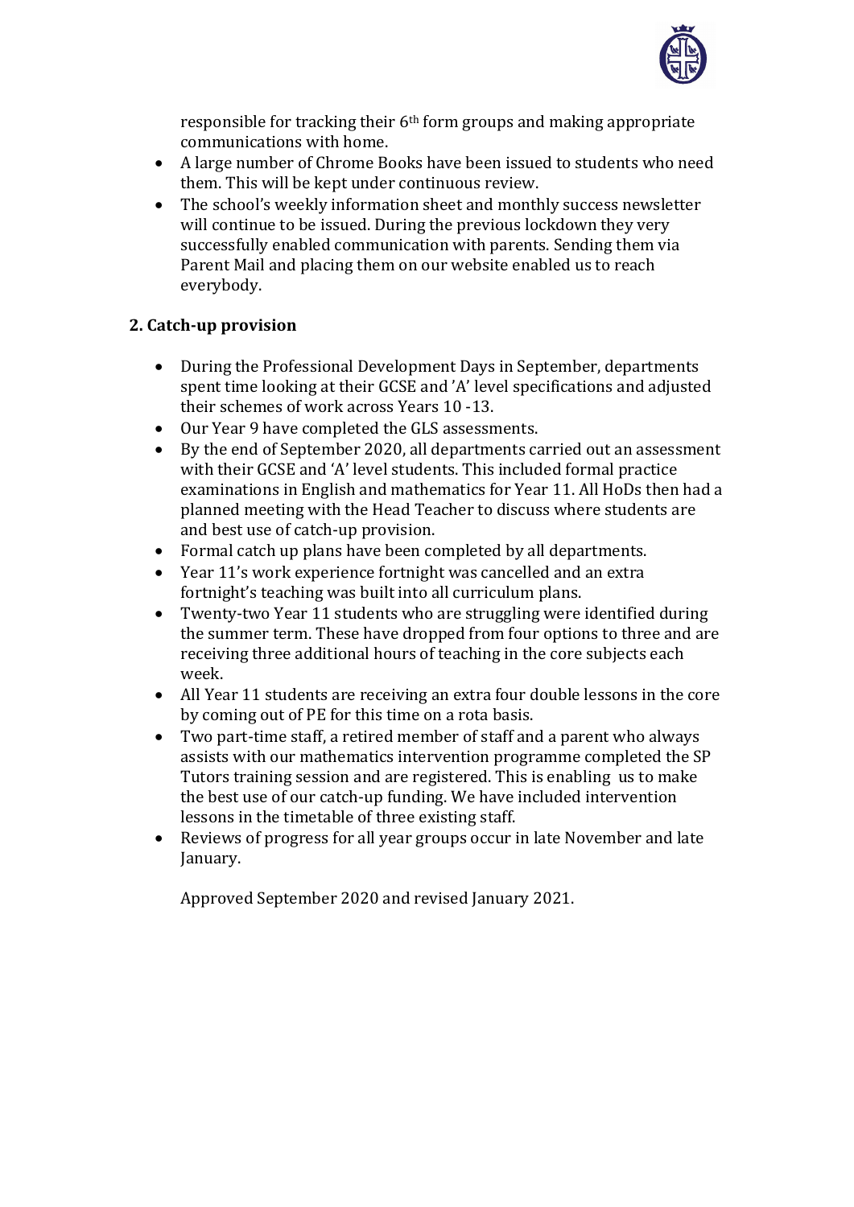responsible for tracking their 6th form groups and making appropriate communications with home.

- A large number of Chrome Books have been issued to students who need them. This will be kept under continuous review.
- The school's weekly information sheet and monthly success newsletter will continue to be issued. During the previous lockdown they very successfully enabled communication with parents. Sending them via Parent Mail and placing them on our website enabled us to reach everybody.

## 2. Catch-up provision

- During the Professional Development Days in September, departments spent time looking at their GCSE and 'A' level specifications and adjusted their schemes of work across Years 10 -13.
- Our Year 9 have completed the GLS assessments.
- By the end of September 2020, all departments carried out an assessment with their GCSE and 'A' level students. This included formal practice examinations in English and mathematics for Year 11. All HoDs then had a planned meeting with the Head Teacher to discuss where students are and best use of catch-up provision.
- Formal catch up plans have been completed by all departments.
- Year 11's work experience fortnight was cancelled and an extra fortnight's teaching was built into all curriculum plans.
- Twenty-two Year 11 students who are struggling were identified during the summer term. These have dropped from four options to three and are receiving three additional hours of teaching in the core subjects each week.
- All Year 11 students are receiving an extra four double lessons in the core by coming out of PE for this time on a rota basis.
- Two part-time staff, a retired member of staff and a parent who always assists with our mathematics intervention programme completed the SP Tutors training session and are registered. This is enabling us to make the best use of our catch-up funding. We have included intervention lessons in the timetable of three existing staff.
- Reviews of progress for all year groups occur in late November and late January.

Approved September 2020 and revised January 2021.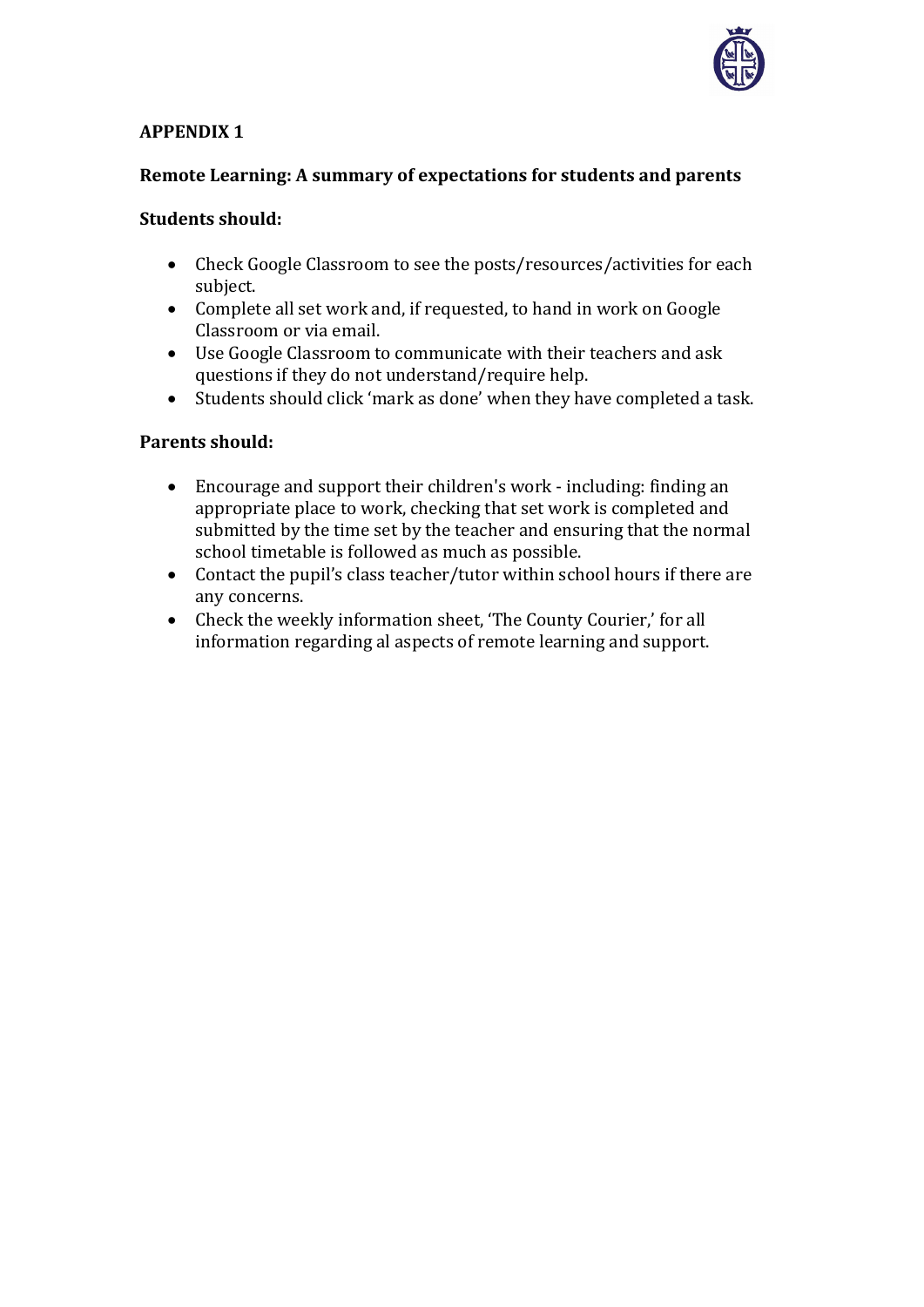**APPENDIX 1**

**Remote Learning: A summary of expectations for students and parents**

**Students should:**

- Check Google Classroom to see the posts/resources/activities for each subject.
- Complete all set work and, if requested, to hand in work on Google Classroom or via email.
- Use Google Classroom to communicate with their teachers and ask questions if they do not understand/require help.
- Students should click 'mark as done' when they have completed a task.

**Parents should:**

- Encourage and support their children's work - including: finding an appropriate place to work, checking that set work is completed and submitted by the time set by the teacher and ensuring that the normal school timetable is followed as much as possible.
- Contact the pupil's class teacher/tutor within school hours if there are any concerns.
- Check the weekly information sheet, 'The County Courier,' for all information regarding al aspects of remote learning and support.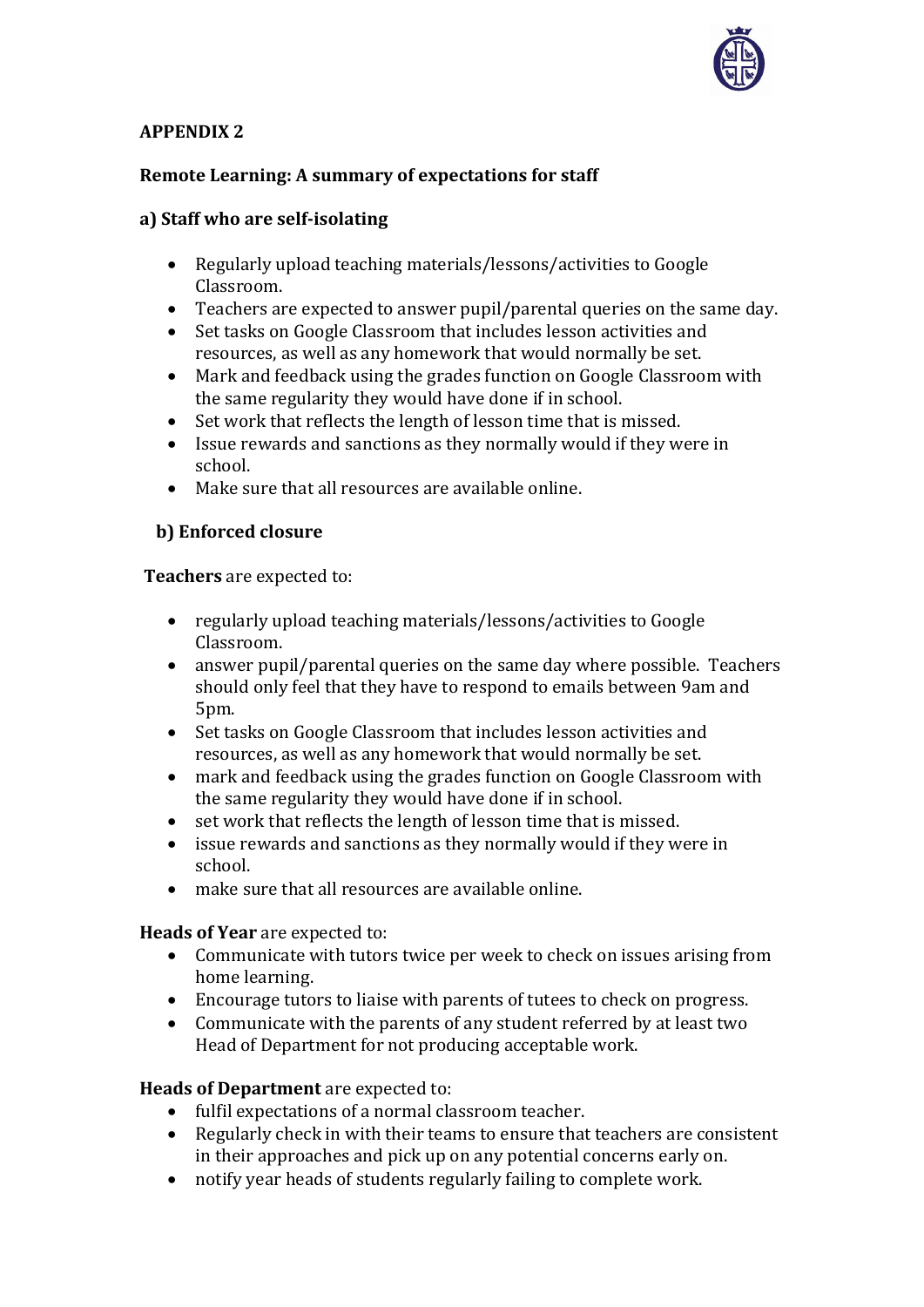## APPENDIX 2

### Remote Learning: A summary of expectations for staff

### a) Staff who are self-isolating

- Regularly upload teaching materials/lessons/activities to Google Classroom.
- Teachers are expected to answer pupil/parental queries on the same day.
- Set tasks on Google Classroom that includes lesson activities and resources, as well as any homework that would normally be set.
- Mark and feedback using the grades function on Google Classroom with the same regularity they would have done if in school.
- Set work that reflects the length of lesson time that is missed.
- Issue rewards and sanctions as they normally would if they were in school.
- Make sure that all resources are available online.

### b) Enforced closure

**Teachers** are expected to:

- regularly upload teaching materials/lessons/activities to Google Classroom.
- answer pupil/parental queries on the same day where possible. Teachers should only feel that they have to respond to emails between 9am and 5pm.
- Set tasks on Google Classroom that includes lesson activities and resources, as well as any homework that would normally be set.
- mark and feedback using the grades function on Google Classroom with the same regularity they would have done if in school.
- set work that reflects the length of lesson time that is missed.
- issue rewards and sanctions as they normally would if they were in school.
- make sure that all resources are available online.

**Heads of Year** are expected to:

- Communicate with tutors twice per week to check on issues arising from home learning.
- Encourage tutors to liaise with parents of tutees to check on progress.
- Communicate with the parents of any student referred by at least two Head of Department for not producing acceptable work.

**Heads of Department** are expected to:

- fulfil expectations of a normal classroom teacher.
- Regularly check in with their teams to ensure that teachers are consistent in their approaches and pick up on any potential concerns early on.
- notify year heads of students regularly failing to complete work.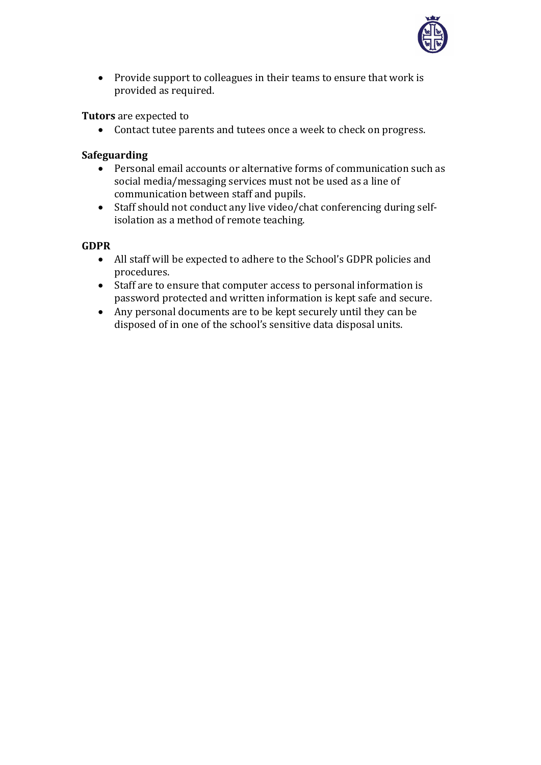- Provide support to colleagues in their teams to ensure that work is provided as required.

**Tutors** are expected to

- Contact tutee parents and tutees once a week to check on progress.

**Safeguarding**

- Personal email accounts or alternative forms of communication such as social media/messaging services must not be used as a line of communication between staff and pupils.
- Staff should not conduct any live video/chat conferencing during self-isolation as a method of remote teaching.

**GDPR**

- All staff will be expected to adhere to the School's GDPR policies and procedures.
- Staff are to ensure that computer access to personal information is password protected and written information is kept safe and secure.
- Any personal documents are to be kept securely until they can be disposed of in one of the school's sensitive data disposal units.